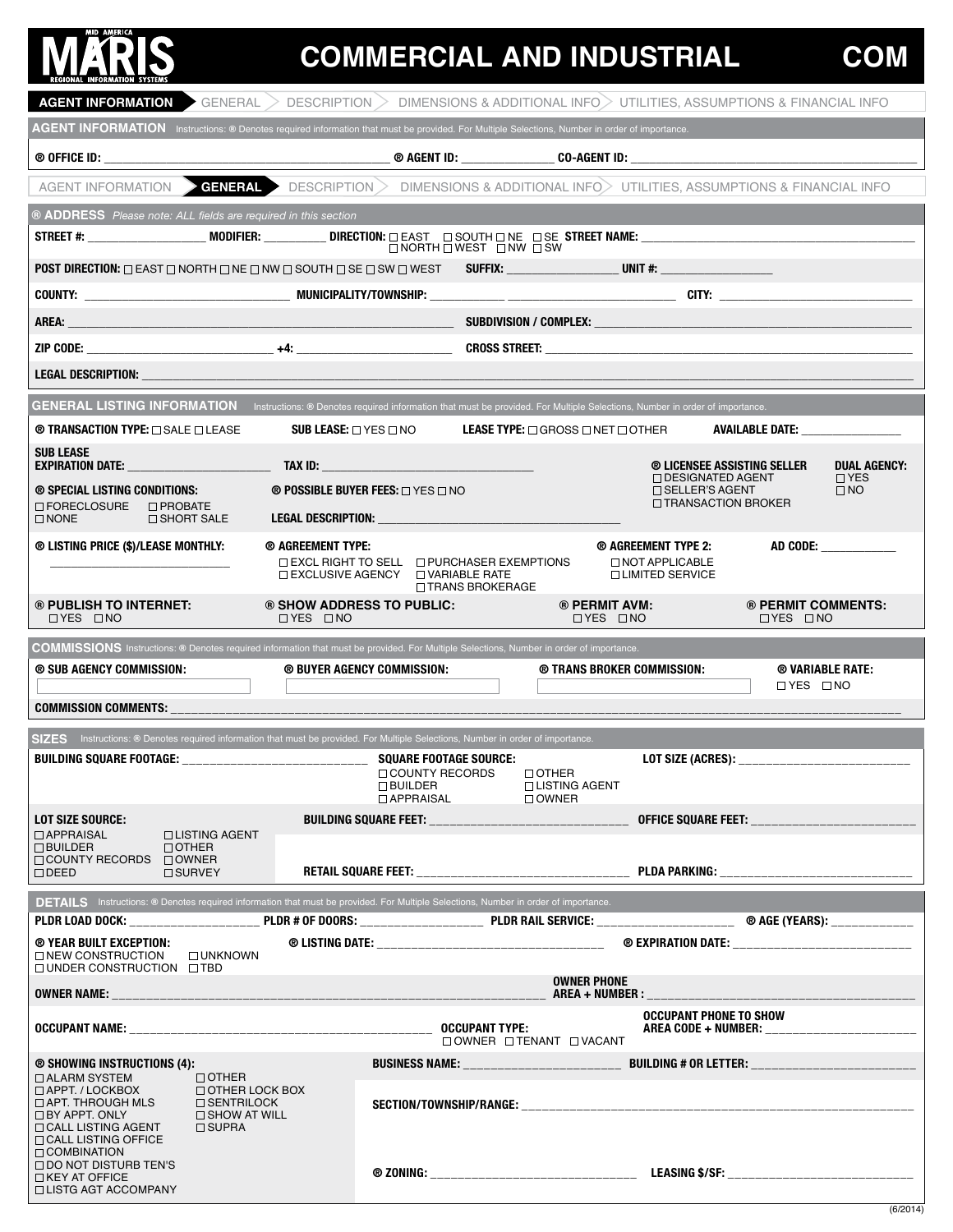# MARIS — COMMERCIAL AND INDUSTRIAL — COM

MID AMERICA REGIONAL INFORMATION SYSTEMS

**AGENT INFORMATION** > GENERAL > DESCRIPTION > DIMENSIONS & ADDITIONAL INFO > UTILITIES, ASSUMPTIONS & FINANCIAL INFO

## AGENT INFORMATION

Instructions: ® Denotes required information that must be provided. For Multiple Selections, Number in order of importance.

**® OFFICE ID:** ____________ **® AGENT ID:** ____________ **CO-AGENT ID:** ____________

AGENT INFORMATION > **GENERAL** > DESCRIPTION > DIMENSIONS & ADDITIONAL INFO > UTILITIES, ASSUMPTIONS & FINANCIAL INFO

## ® ADDRESS

*Please note: ALL fields are required in this section*

**STREET #:** ____________ **MODIFIER:** ____________ **DIRECTION:** ☐ EAST ☐ SOUTH ☐ NE ☐ SE ☐ NORTH ☐ WEST ☐ NW ☐ SW **STREET NAME:** ____________

**POST DIRECTION:** ☐ EAST ☐ NORTH ☐ NE ☐ NW ☐ SOUTH ☐ SE ☐ SW ☐ WEST **SUFFIX:** ____________ **UNIT #:** ____________

**COUNTY:** ____________ **MUNICIPALITY/TOWNSHIP:** ____________ **CITY:** ____________

**AREA:** ____________ **SUBDIVISION / COMPLEX:** ____________

**ZIP CODE:** ____________ **+4:** ____________ **CROSS STREET:** ____________

**LEGAL DESCRIPTION:** ____________

## GENERAL LISTING INFORMATION

Instructions: ® Denotes required information that must be provided. For Multiple Selections, Number in order of importance.

**® TRANSACTION TYPE:** ☐ SALE ☐ LEASE **SUB LEASE:** ☐ YES ☐ NO **LEASE TYPE:** ☐ GROSS ☐ NET ☐ OTHER **AVAILABLE DATE:** ____________

**SUB LEASE EXPIRATION DATE:** ____________ **TAX ID:** ____________

**® LICENSEE ASSISTING SELLER**
☐ DESIGNATED AGENT
☐ SELLER'S AGENT
☐ TRANSACTION BROKER

**DUAL AGENCY:** ☐ YES ☐ NO

**® SPECIAL LISTING CONDITIONS:**
☐ FORECLOSURE ☐ PROBATE
☐ NONE ☐ SHORT SALE

**® POSSIBLE BUYER FEES:** ☐ YES ☐ NO

**LEGAL DESCRIPTION:** ____________

**® LISTING PRICE ($)/LEASE MONTHLY:** ____________

**® AGREEMENT TYPE:**
☐ EXCL RIGHT TO SELL ☐ PURCHASER EXEMPTIONS
☐ EXCLUSIVE AGENCY ☐ VARIABLE RATE
☐ TRANS BROKERAGE

**® AGREEMENT TYPE 2:**
☐ NOT APPLICABLE
☐ LIMITED SERVICE

**AD CODE:** ____________

**® PUBLISH TO INTERNET:** ☐ YES ☐ NO **® SHOW ADDRESS TO PUBLIC:** ☐ YES ☐ NO **® PERMIT AVM:** ☐ YES ☐ NO **® PERMIT COMMENTS:** ☐ YES ☐ NO

## COMMISSIONS

Instructions: ® Denotes required information that must be provided. For Multiple Selections, Number in order of importance.

**® SUB AGENCY COMMISSION:** ____________ **® BUYER AGENCY COMMISSION:** ____________ **® TRANS BROKER COMMISSION:** ____________ **® VARIABLE RATE:** ☐ YES ☐ NO

**COMMISSION COMMENTS:** ____________

## SIZES

Instructions: ® Denotes required information that must be provided. For Multiple Selections, Number in order of importance.

**BUILDING SQUARE FOOTAGE:** ____________

**SQUARE FOOTAGE SOURCE:**
☐ COUNTY RECORDS ☐ OTHER
☐ BUILDER ☐ LISTING AGENT
☐ APPRAISAL ☐ OWNER

**LOT SIZE (ACRES):** ____________

**LOT SIZE SOURCE:**
☐ APPRAISAL ☐ LISTING AGENT
☐ BUILDER ☐ OTHER
☐ COUNTY RECORDS ☐ OWNER
☐ DEED ☐ SURVEY

**BUILDING SQUARE FEET:** ____________ **OFFICE SQUARE FEET:** ____________

**RETAIL SQUARE FEET:** ____________ **PLDA PARKING:** ____________

## DETAILS

Instructions: ® Denotes required information that must be provided. For Multiple Selections, Number in order of importance.

**PLDR LOAD DOCK:** ____________ **PLDR # OF DOORS:** ____________ **PLDR RAIL SERVICE:** ____________ **® AGE (YEARS):** ____________

**® YEAR BUILT EXCEPTION:**
☐ NEW CONSTRUCTION ☐ UNKNOWN
☐ UNDER CONSTRUCTION ☐ TBD

**® LISTING DATE:** ____________ **® EXPIRATION DATE:** ____________

**OWNER NAME:** ____________ **OWNER PHONE AREA + NUMBER :** ____________

**OCCUPANT NAME:** ____________ **OCCUPANT TYPE:** ☐ OWNER ☐ TENANT ☐ VACANT **OCCUPANT PHONE TO SHOW AREA CODE + NUMBER:** ____________

**® SHOWING INSTRUCTIONS (4):**
☐ ALARM SYSTEM
☐ APPT. / LOCKBOX
☐ APT. THROUGH MLS
☐ BY APPT. ONLY
☐ CALL LISTING AGENT
☐ CALL LISTING OFFICE
☐ COMBINATION
☐ DO NOT DISTURB TEN'S
☐ KEY AT OFFICE
☐ LISTG AGT ACCOMPANY
☐ OTHER
☐ OTHER LOCK BOX
☐ SENTRILOCK
☐ SHOW AT WILL
☐ SUPRA

**BUSINESS NAME:** ____________ **BUILDING # OR LETTER:** ____________

**SECTION/TOWNSHIP/RANGE:** ____________

**® ZONING:** ____________ **LEASING $/SF:** ____________

(6/2014)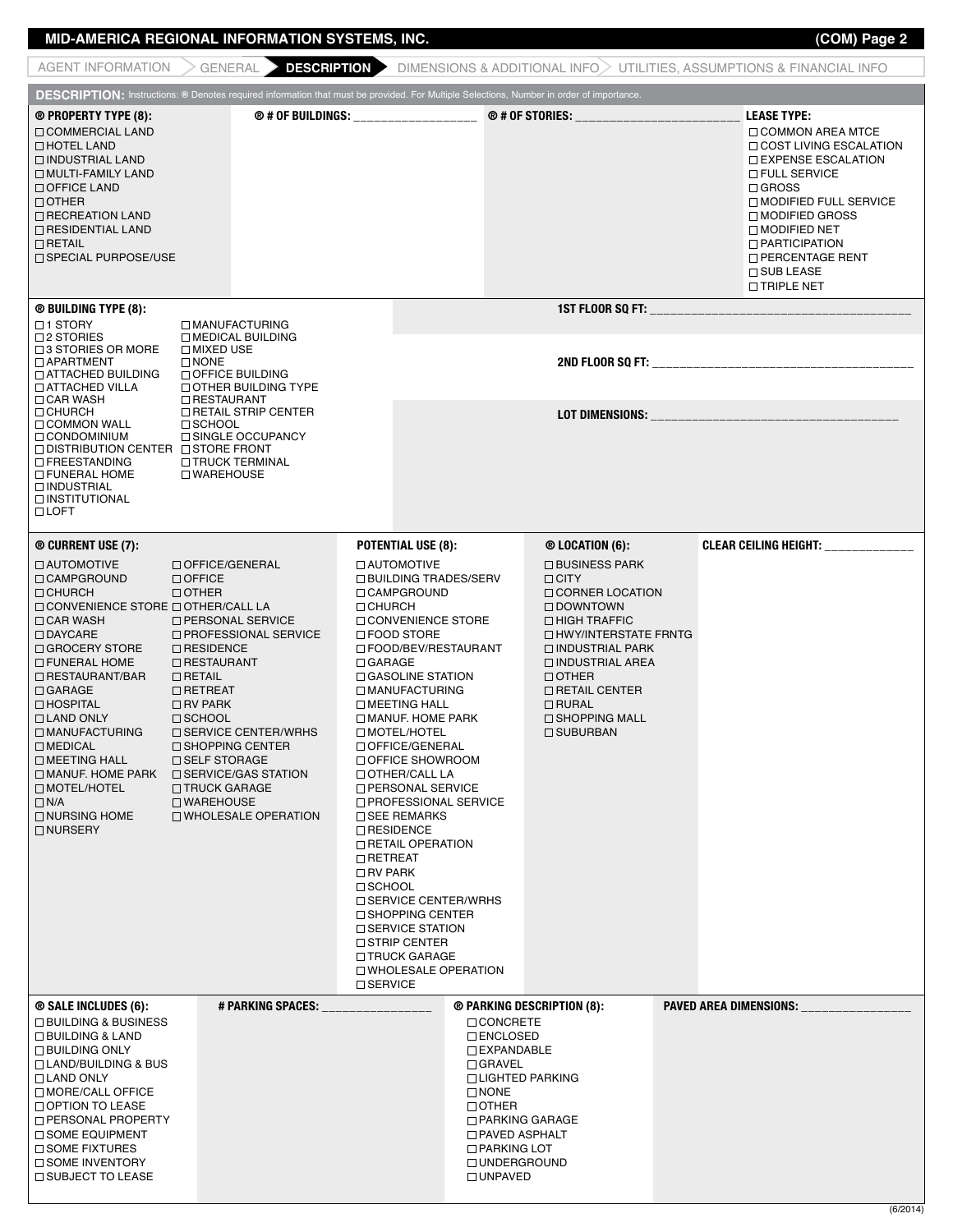# MID-AMERICA REGIONAL INFORMATION SYSTEMS, INC.

AGENT INFORMATION > GENERAL > **DESCRIPTION** > DIMENSIONS & ADDITIONAL INFO > UTILITIES, ASSUMPTIONS & FINANCIAL INFO

**DESCRIPTION:** Instructions: ® Denotes required information that must be provided. For Multiple Selections, Number in order of importance.

**® PROPERTY TYPE (8):**
- ☐ COMMERCIAL LAND
- ☐ HOTEL LAND
- ☐ INDUSTRIAL LAND
- ☐ MULTI-FAMILY LAND
- ☐ OFFICE LAND
- ☐ OTHER
- ☐ RECREATION LAND
- ☐ RESIDENTIAL LAND
- ☐ RETAIL
- ☐ SPECIAL PURPOSE/USE

**® # OF BUILDINGS:** ___________________

**® # OF STORIES:** ___________________

**LEASE TYPE:**
- ☐ COMMON AREA MTCE
- ☐ COST LIVING ESCALATION
- ☐ EXPENSE ESCALATION
- ☐ FULL SERVICE
- ☐ GROSS
- ☐ MODIFIED FULL SERVICE
- ☐ MODIFIED GROSS
- ☐ MODIFIED NET
- ☐ PARTICIPATION
- ☐ PERCENTAGE RENT
- ☐ SUB LEASE
- ☐ TRIPLE NET

**® BUILDING TYPE (8):**
- ☐ 1 STORY
- ☐ 2 STORIES
- ☐ 3 STORIES OR MORE
- ☐ APARTMENT
- ☐ ATTACHED BUILDING
- ☐ ATTACHED VILLA
- ☐ CAR WASH
- ☐ CHURCH
- ☐ COMMON WALL
- ☐ CONDOMINIUM
- ☐ DISTRIBUTION CENTER
- ☐ FREESTANDING
- ☐ FUNERAL HOME
- ☐ INDUSTRIAL
- ☐ INSTITUTIONAL
- ☐ LOFT
- ☐ MANUFACTURING
- ☐ MEDICAL BUILDING
- ☐ MIXED USE
- ☐ NONE
- ☐ OFFICE BUILDING
- ☐ OTHER BUILDING TYPE
- ☐ RESTAURANT
- ☐ RETAIL STRIP CENTER
- ☐ SCHOOL
- ☐ SINGLE OCCUPANCY
- ☐ STORE FRONT
- ☐ TRUCK TERMINAL
- ☐ WAREHOUSE

**1ST FLOOR SQ FT:** ___________________

**2ND FLOOR SQ FT:** ___________________

**LOT DIMENSIONS:** ___________________

**® CURRENT USE (7):**
- ☐ AUTOMOTIVE
- ☐ CAMPGROUND
- ☐ CHURCH
- ☐ CONVENIENCE STORE
- ☐ CAR WASH
- ☐ DAYCARE
- ☐ GROCERY STORE
- ☐ FUNERAL HOME
- ☐ RESTAURANT/BAR
- ☐ GARAGE
- ☐ HOSPITAL
- ☐ LAND ONLY
- ☐ MANUFACTURING
- ☐ MEDICAL
- ☐ MEETING HALL
- ☐ MANUF. HOME PARK
- ☐ MOTEL/HOTEL
- ☐ N/A
- ☐ NURSING HOME
- ☐ NURSERY
- ☐ OFFICE/GENERAL
- ☐ OFFICE
- ☐ OTHER
- ☐ OTHER/CALL LA
- ☐ PERSONAL SERVICE
- ☐ PROFESSIONAL SERVICE
- ☐ RESIDENCE
- ☐ RESTAURANT
- ☐ RETAIL
- ☐ RETREAT
- ☐ RV PARK
- ☐ SCHOOL
- ☐ SERVICE CENTER/WRHS
- ☐ SHOPPING CENTER
- ☐ SELF STORAGE
- ☐ SERVICE/GAS STATION
- ☐ TRUCK GARAGE
- ☐ WAREHOUSE
- ☐ WHOLESALE OPERATION

**POTENTIAL USE (8):**
- ☐ AUTOMOTIVE
- ☐ BUILDING TRADES/SERV
- ☐ CAMPGROUND
- ☐ CHURCH
- ☐ CONVENIENCE STORE
- ☐ FOOD STORE
- ☐ FOOD/BEV/RESTAURANT
- ☐ GARAGE
- ☐ GASOLINE STATION
- ☐ MANUFACTURING
- ☐ MEETING HALL
- ☐ MANUF. HOME PARK
- ☐ MOTEL/HOTEL
- ☐ OFFICE/GENERAL
- ☐ OFFICE SHOWROOM
- ☐ OTHER/CALL LA
- ☐ PERSONAL SERVICE
- ☐ PROFESSIONAL SERVICE
- ☐ SEE REMARKS
- ☐ RESIDENCE
- ☐ RETAIL OPERATION
- ☐ RETREAT
- ☐ RV PARK
- ☐ SCHOOL
- ☐ SERVICE CENTER/WRHS
- ☐ SHOPPING CENTER
- ☐ SERVICE STATION
- ☐ STRIP CENTER
- ☐ TRUCK GARAGE
- ☐ WHOLESALE OPERATION
- ☐ SERVICE

**® LOCATION (6):**
- ☐ BUSINESS PARK
- ☐ CITY
- ☐ CORNER LOCATION
- ☐ DOWNTOWN
- ☐ HIGH TRAFFIC
- ☐ HWY/INTERSTATE FRNTG
- ☐ INDUSTRIAL PARK
- ☐ INDUSTRIAL AREA
- ☐ OTHER
- ☐ RETAIL CENTER
- ☐ RURAL
- ☐ SHOPPING MALL
- ☐ SUBURBAN

**CLEAR CEILING HEIGHT:** ______________

**® SALE INCLUDES (6):**
- ☐ BUILDING & BUSINESS
- ☐ BUILDING & LAND
- ☐ BUILDING ONLY
- ☐ LAND/BUILDING & BUS
- ☐ LAND ONLY
- ☐ MORE/CALL OFFICE
- ☐ OPTION TO LEASE
- ☐ PERSONAL PROPERTY
- ☐ SOME EQUIPMENT
- ☐ SOME FIXTURES
- ☐ SOME INVENTORY
- ☐ SUBJECT TO LEASE

**# PARKING SPACES:** ________________

**® PARKING DESCRIPTION (8):**
- ☐ CONCRETE
- ☐ ENCLOSED
- ☐ EXPANDABLE
- ☐ GRAVEL
- ☐ LIGHTED PARKING
- ☐ NONE
- ☐ OTHER
- ☐ PARKING GARAGE
- ☐ PAVED ASPHALT
- ☐ PARKING LOT
- ☐ UNDERGROUND
- ☐ UNPAVED

**PAVED AREA DIMENSIONS:** ________________

(6/2014)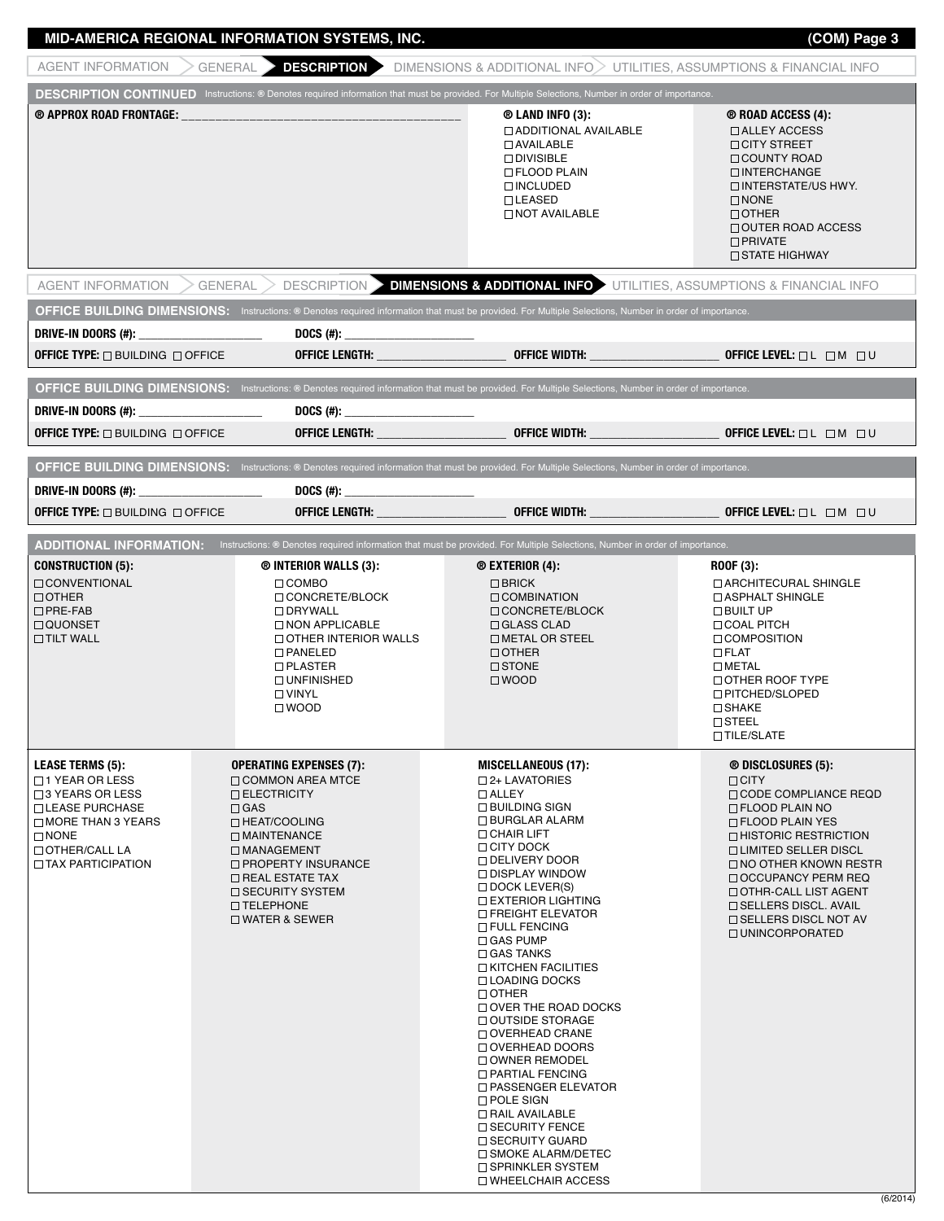MID-AMERICA REGIONAL INFORMATION SYSTEMS, INC. (COM) Page 3

AGENT INFORMATION > GENERAL > **DESCRIPTION** > DIMENSIONS & ADDITIONAL INFO > UTILITIES, ASSUMPTIONS & FINANCIAL INFO

## DESCRIPTION CONTINUED

Instructions: ® Denotes required information that must be provided. For Multiple Selections, Number in order of importance.

**® APPROX ROAD FRONTAGE:** ________________________________________

**® LAND INFO (3):**
- ☐ ADDITIONAL AVAILABLE
- ☐ AVAILABLE
- ☐ DIVISIBLE
- ☐ FLOOD PLAIN
- ☐ INCLUDED
- ☐ LEASED
- ☐ NOT AVAILABLE

**® ROAD ACCESS (4):**
- ☐ ALLEY ACCESS
- ☐ CITY STREET
- ☐ COUNTY ROAD
- ☐ INTERCHANGE
- ☐ INTERSTATE/US HWY.
- ☐ NONE
- ☐ OTHER
- ☐ OUTER ROAD ACCESS
- ☐ PRIVATE
- ☐ STATE HIGHWAY

AGENT INFORMATION > GENERAL > DESCRIPTION > **DIMENSIONS & ADDITIONAL INFO** > UTILITIES, ASSUMPTIONS & FINANCIAL INFO

## OFFICE BUILDING DIMENSIONS:

Instructions: ® Denotes required information that must be provided. For Multiple Selections, Number in order of importance.

**DRIVE-IN DOORS (#):** ____________________ **DOCS (#):** ____________________

**OFFICE TYPE:** ☐ BUILDING ☐ OFFICE **OFFICE LENGTH:** ____________________ **OFFICE WIDTH:** ____________________ **OFFICE LEVEL:** ☐ L ☐ M ☐ U

## OFFICE BUILDING DIMENSIONS:

Instructions: ® Denotes required information that must be provided. For Multiple Selections, Number in order of importance.

**DRIVE-IN DOORS (#):** ____________________ **DOCS (#):** ____________________

**OFFICE TYPE:** ☐ BUILDING ☐ OFFICE **OFFICE LENGTH:** ____________________ **OFFICE WIDTH:** ____________________ **OFFICE LEVEL:** ☐ L ☐ M ☐ U

## OFFICE BUILDING DIMENSIONS:

Instructions: ® Denotes required information that must be provided. For Multiple Selections, Number in order of importance.

**DRIVE-IN DOORS (#):** ____________________ **DOCS (#):** ____________________

**OFFICE TYPE:** ☐ BUILDING ☐ OFFICE **OFFICE LENGTH:** ____________________ **OFFICE WIDTH:** ____________________ **OFFICE LEVEL:** ☐ L ☐ M ☐ U

## ADDITIONAL INFORMATION:

Instructions: ® Denotes required information that must be provided. For Multiple Selections, Number in order of importance.

**CONSTRUCTION (5):**
- ☐ CONVENTIONAL
- ☐ OTHER
- ☐ PRE-FAB
- ☐ QUONSET
- ☐ TILT WALL

**® INTERIOR WALLS (3):**
- ☐ COMBO
- ☐ CONCRETE/BLOCK
- ☐ DRYWALL
- ☐ NON APPLICABLE
- ☐ OTHER INTERIOR WALLS
- ☐ PANELED
- ☐ PLASTER
- ☐ UNFINISHED
- ☐ VINYL
- ☐ WOOD

**® EXTERIOR (4):**
- ☐ BRICK
- ☐ COMBINATION
- ☐ CONCRETE/BLOCK
- ☐ GLASS CLAD
- ☐ METAL OR STEEL
- ☐ OTHER
- ☐ STONE
- ☐ WOOD

**ROOF (3):**
- ☐ ARCHITECURAL SHINGLE
- ☐ ASPHALT SHINGLE
- ☐ BUILT UP
- ☐ COAL PITCH
- ☐ COMPOSITION
- ☐ FLAT
- ☐ METAL
- ☐ OTHER ROOF TYPE
- ☐ PITCHED/SLOPED
- ☐ SHAKE
- ☐ STEEL
- ☐ TILE/SLATE

**LEASE TERMS (5):**
- ☐ 1 YEAR OR LESS
- ☐ 3 YEARS OR LESS
- ☐ LEASE PURCHASE
- ☐ MORE THAN 3 YEARS
- ☐ NONE
- ☐ OTHER/CALL LA
- ☐ TAX PARTICIPATION

**OPERATING EXPENSES (7):**
- ☐ COMMON AREA MTCE
- ☐ ELECTRICITY
- ☐ GAS
- ☐ HEAT/COOLING
- ☐ MAINTENANCE
- ☐ MANAGEMENT
- ☐ PROPERTY INSURANCE
- ☐ REAL ESTATE TAX
- ☐ SECURITY SYSTEM
- ☐ TELEPHONE
- ☐ WATER & SEWER

**MISCELLANEOUS (17):**
- ☐ 2+ LAVATORIES
- ☐ ALLEY
- ☐ BUILDING SIGN
- ☐ BURGLAR ALARM
- ☐ CHAIR LIFT
- ☐ CITY DOCK
- ☐ DELIVERY DOOR
- ☐ DISPLAY WINDOW
- ☐ DOCK LEVER(S)
- ☐ EXTERIOR LIGHTING
- ☐ FREIGHT ELEVATOR
- ☐ FULL FENCING
- ☐ GAS PUMP
- ☐ GAS TANKS
- ☐ KITCHEN FACILITIES
- ☐ LOADING DOCKS
- ☐ OTHER
- ☐ OVER THE ROAD DOCKS
- ☐ OUTSIDE STORAGE
- ☐ OVERHEAD CRANE
- ☐ OVERHEAD DOORS
- ☐ OWNER REMODEL
- ☐ PARTIAL FENCING
- ☐ PASSENGER ELEVATOR
- ☐ POLE SIGN
- ☐ RAIL AVAILABLE
- ☐ SECURITY FENCE
- ☐ SECRUITY GUARD
- ☐ SMOKE ALARM/DETEC
- ☐ SPRINKLER SYSTEM
- ☐ WHEELCHAIR ACCESS

**® DISCLOSURES (5):**
- ☐ CITY
- ☐ CODE COMPLIANCE REQD
- ☐ FLOOD PLAIN NO
- ☐ FLOOD PLAIN YES
- ☐ HISTORIC RESTRICTION
- ☐ LIMITED SELLER DISCL
- ☐ NO OTHER KNOWN RESTR
- ☐ OCCUPANCY PERM REQ
- ☐ OTHR-CALL LIST AGENT
- ☐ SELLERS DISCL. AVAIL
- ☐ SELLERS DISCL NOT AV
- ☐ UNINCORPORATED

(6/2014)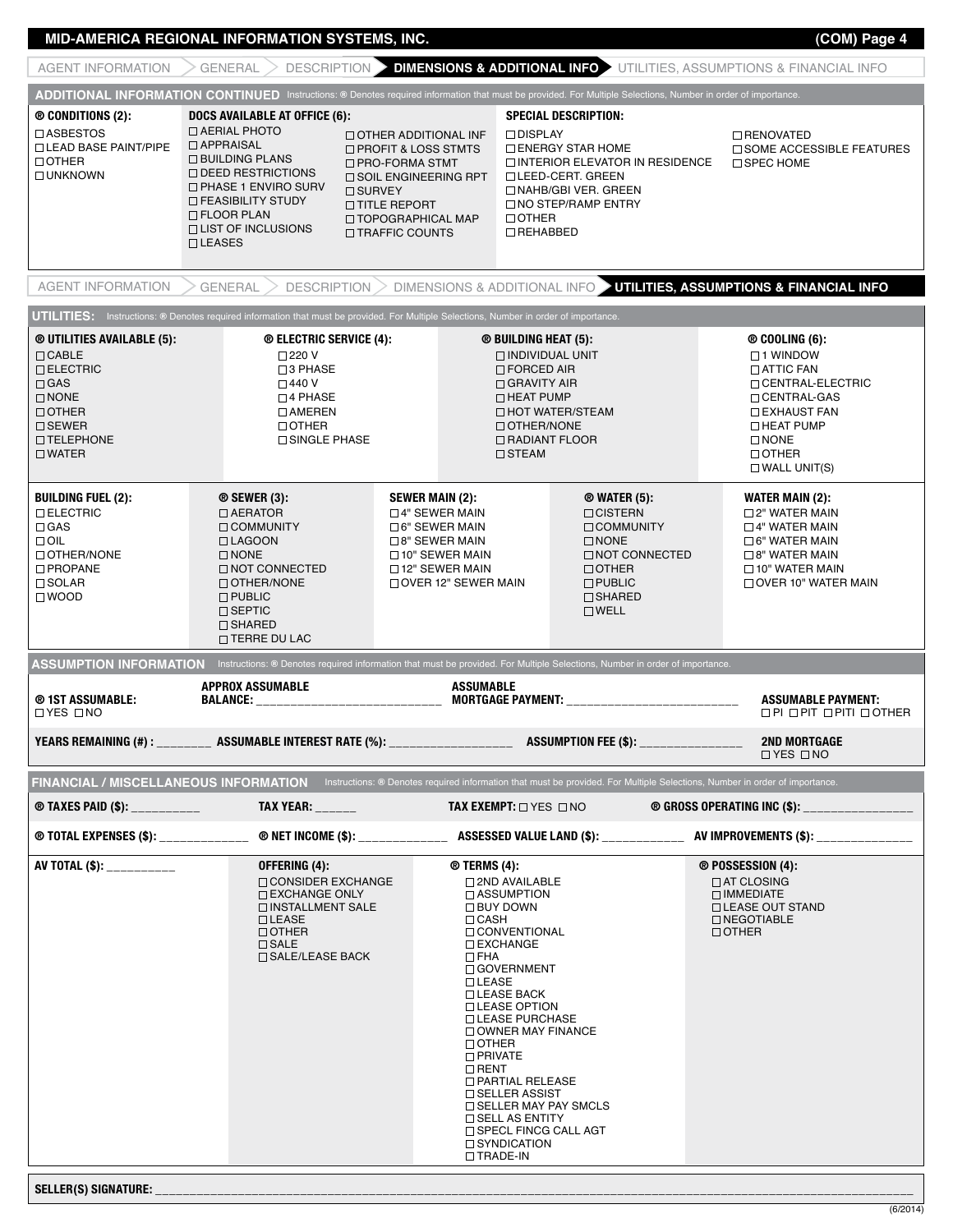**MID-AMERICA REGIONAL INFORMATION SYSTEMS, INC.** **(COM) Page 4**

AGENT INFORMATION > GENERAL > DESCRIPTION > **DIMENSIONS & ADDITIONAL INFO** > UTILITIES, ASSUMPTIONS & FINANCIAL INFO

## ADDITIONAL INFORMATION CONTINUED

Instructions: ® Denotes required information that must be provided. For Multiple Selections, Number in order of importance.

**® CONDITIONS (2):**
- ☐ ASBESTOS
- ☐ LEAD BASE PAINT/PIPE
- ☐ OTHER
- ☐ UNKNOWN

**DOCS AVAILABLE AT OFFICE (6):**
- ☐ AERIAL PHOTO
- ☐ APPRAISAL
- ☐ BUILDING PLANS
- ☐ DEED RESTRICTIONS
- ☐ PHASE 1 ENVIRO SURV
- ☐ FEASIBILITY STUDY
- ☐ FLOOR PLAN
- ☐ LIST OF INCLUSIONS
- ☐ LEASES
- ☐ OTHER ADDITIONAL INF
- ☐ PROFIT & LOSS STMTS
- ☐ PRO-FORMA STMT
- ☐ SOIL ENGINEERING RPT
- ☐ SURVEY
- ☐ TITLE REPORT
- ☐ TOPOGRAPHICAL MAP
- ☐ TRAFFIC COUNTS

**SPECIAL DESCRIPTION:**
- ☐ DISPLAY
- ☐ ENERGY STAR HOME
- ☐ INTERIOR ELEVATOR IN RESIDENCE
- ☐ LEED-CERT. GREEN
- ☐ NAHB/GBI VER. GREEN
- ☐ NO STEP/RAMP ENTRY
- ☐ OTHER
- ☐ REHABBED
- ☐ RENOVATED
- ☐ SOME ACCESSIBLE FEATURES
- ☐ SPEC HOME

AGENT INFORMATION > GENERAL > DESCRIPTION > DIMENSIONS & ADDITIONAL INFO > **UTILITIES, ASSUMPTIONS & FINANCIAL INFO**

## UTILITIES:

Instructions: ® Denotes required information that must be provided. For Multiple Selections, Number in order of importance.

**® UTILITIES AVAILABLE (5):**
- ☐ CABLE
- ☐ ELECTRIC
- ☐ GAS
- ☐ NONE
- ☐ OTHER
- ☐ SEWER
- ☐ TELEPHONE
- ☐ WATER

**® ELECTRIC SERVICE (4):**
- ☐ 220 V
- ☐ 3 PHASE
- ☐ 440 V
- ☐ 4 PHASE
- ☐ AMEREN
- ☐ OTHER
- ☐ SINGLE PHASE

**® BUILDING HEAT (5):**
- ☐ INDIVIDUAL UNIT
- ☐ FORCED AIR
- ☐ GRAVITY AIR
- ☐ HEAT PUMP
- ☐ HOT WATER/STEAM
- ☐ OTHER/NONE
- ☐ RADIANT FLOOR
- ☐ STEAM

**® COOLING (6):**
- ☐ 1 WINDOW
- ☐ ATTIC FAN
- ☐ CENTRAL-ELECTRIC
- ☐ CENTRAL-GAS
- ☐ EXHAUST FAN
- ☐ HEAT PUMP
- ☐ NONE
- ☐ OTHER
- ☐ WALL UNIT(S)

**BUILDING FUEL (2):**
- ☐ ELECTRIC
- ☐ GAS
- ☐ OIL
- ☐ OTHER/NONE
- ☐ PROPANE
- ☐ SOLAR
- ☐ WOOD

**® SEWER (3):**
- ☐ AERATOR
- ☐ COMMUNITY
- ☐ LAGOON
- ☐ NONE
- ☐ NOT CONNECTED
- ☐ OTHER/NONE
- ☐ PUBLIC
- ☐ SEPTIC
- ☐ SHARED
- ☐ TERRE DU LAC

**SEWER MAIN (2):**
- ☐ 4" SEWER MAIN
- ☐ 6" SEWER MAIN
- ☐ 8" SEWER MAIN
- ☐ 10" SEWER MAIN
- ☐ 12" SEWER MAIN
- ☐ OVER 12" SEWER MAIN

**® WATER (5):**
- ☐ CISTERN
- ☐ COMMUNITY
- ☐ NONE
- ☐ NOT CONNECTED
- ☐ OTHER
- ☐ PUBLIC
- ☐ SHARED
- ☐ WELL

**WATER MAIN (2):**
- ☐ 2" WATER MAIN
- ☐ 4" WATER MAIN
- ☐ 6" WATER MAIN
- ☐ 8" WATER MAIN
- ☐ 10" WATER MAIN
- ☐ OVER 10" WATER MAIN

## ASSUMPTION INFORMATION

Instructions: ® Denotes required information that must be provided. For Multiple Selections, Number in order of importance.

**® 1ST ASSUMABLE:** ☐ YES ☐ NO

**APPROX ASSUMABLE BALANCE:** ___________________________

**ASSUMABLE MORTGAGE PAYMENT:** _________________________

**ASSUMABLE PAYMENT:** ☐ PI ☐ PIT ☐ PITI ☐ OTHER

**YEARS REMAINING (#) :** ________ **ASSUMABLE INTEREST RATE (%):** __________________ **ASSUMPTION FEE ($):** _______________

**2ND MORTGAGE** ☐ YES ☐ NO

## FINANCIAL / MISCELLANEOUS INFORMATION

Instructions: ® Denotes required information that must be provided. For Multiple Selections, Number in order of importance.

**® TAXES PAID ($):** __________ **TAX YEAR:** ______ **TAX EXEMPT:** ☐ YES ☐ NO **® GROSS OPERATING INC ($):** ________________

**® TOTAL EXPENSES ($):** _____________ **® NET INCOME ($):** _____________ **ASSESSED VALUE LAND ($):** ____________ **AV IMPROVEMENTS ($):** ______________

**AV TOTAL ($):** __________

**OFFERING (4):**
- ☐ CONSIDER EXCHANGE
- ☐ EXCHANGE ONLY
- ☐ INSTALLMENT SALE
- ☐ LEASE
- ☐ OTHER
- ☐ SALE
- ☐ SALE/LEASE BACK

**® TERMS (4):**
- ☐ 2ND AVAILABLE
- ☐ ASSUMPTION
- ☐ BUY DOWN
- ☐ CASH
- ☐ CONVENTIONAL
- ☐ EXCHANGE
- ☐ FHA
- ☐ GOVERNMENT
- ☐ LEASE
- ☐ LEASE BACK
- ☐ LEASE OPTION
- ☐ LEASE PURCHASE
- ☐ OWNER MAY FINANCE
- ☐ OTHER
- ☐ PRIVATE
- ☐ RENT
- ☐ PARTIAL RELEASE
- ☐ SELLER ASSIST
- ☐ SELLER MAY PAY SMCLS
- ☐ SELL AS ENTITY
- ☐ SPECL FINCG CALL AGT
- ☐ SYNDICATION
- ☐ TRADE-IN

**® POSSESSION (4):**
- ☐ AT CLOSING
- ☐ IMMEDIATE
- ☐ LEASE OUT STAND
- ☐ NEGOTIABLE
- ☐ OTHER

**SELLER(S) SIGNATURE:** ____________________________________________________________________________________________

(6/2014)